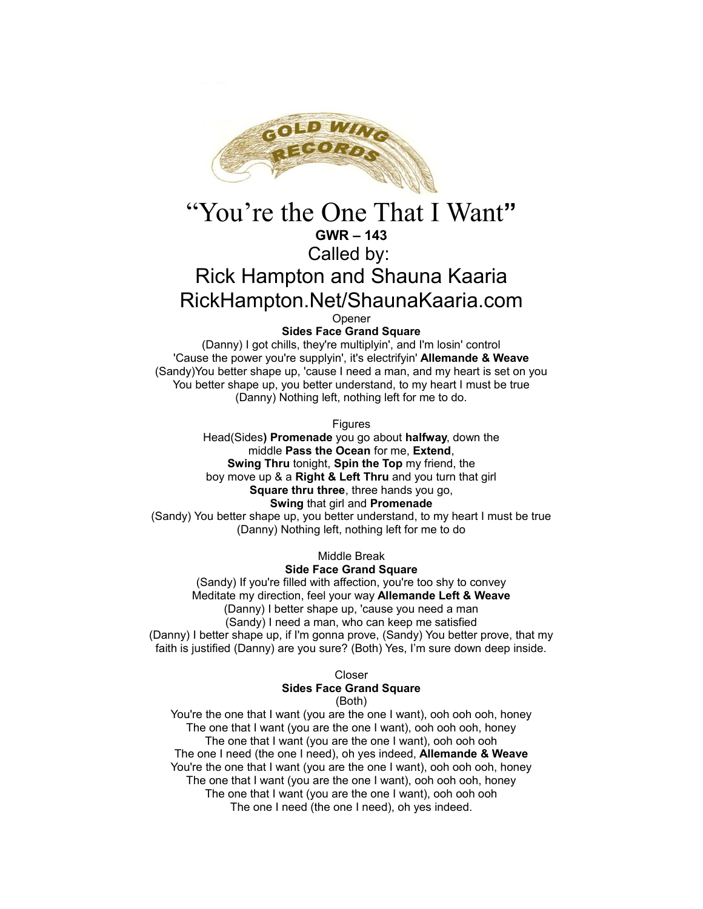GOLD WING RECORDS

# "You're the One That I Want"

**GWR – 143**

Called by:

Rick Hampton and Shauna Kaaria

RickHampton.Net/ShaunaKaaria.com

Opener

**Sides Face Grand Square**

(Danny) I got chills, they're multiplyin', and I'm losin' control
'Cause the power you're supplyin', it's electrifyin' **Allemande & Weave**
(Sandy)You better shape up, 'cause I need a man, and my heart is set on you
You better shape up, you better understand, to my heart I must be true
(Danny) Nothing left, nothing left for me to do.

Figures

Head(Sides**) Promenade** you go about **halfway**, down the
middle **Pass the Ocean** for me, **Extend**,
**Swing Thru** tonight, **Spin the Top** my friend, the
boy move up & a **Right & Left Thru** and you turn that girl
**Square thru three**, three hands you go,
**Swing** that girl and **Promenade**
(Sandy) You better shape up, you better understand, to my heart I must be true
(Danny) Nothing left, nothing left for me to do

Middle Break

**Side Face Grand Square**

(Sandy) If you're filled with affection, you're too shy to convey
Meditate my direction, feel your way **Allemande Left & Weave**
(Danny) I better shape up, 'cause you need a man
(Sandy) I need a man, who can keep me satisfied
(Danny) I better shape up, if I'm gonna prove, (Sandy) You better prove, that my
faith is justified (Danny) are you sure? (Both) Yes, I'm sure down deep inside.

Closer

**Sides Face Grand Square**

(Both)

You're the one that I want (you are the one I want), ooh ooh ooh, honey
The one that I want (you are the one I want), ooh ooh ooh, honey
The one that I want (you are the one I want), ooh ooh ooh
The one I need (the one I need), oh yes indeed, **Allemande & Weave**
You're the one that I want (you are the one I want), ooh ooh ooh, honey
The one that I want (you are the one I want), ooh ooh ooh, honey
The one that I want (you are the one I want), ooh ooh ooh
The one I need (the one I need), oh yes indeed.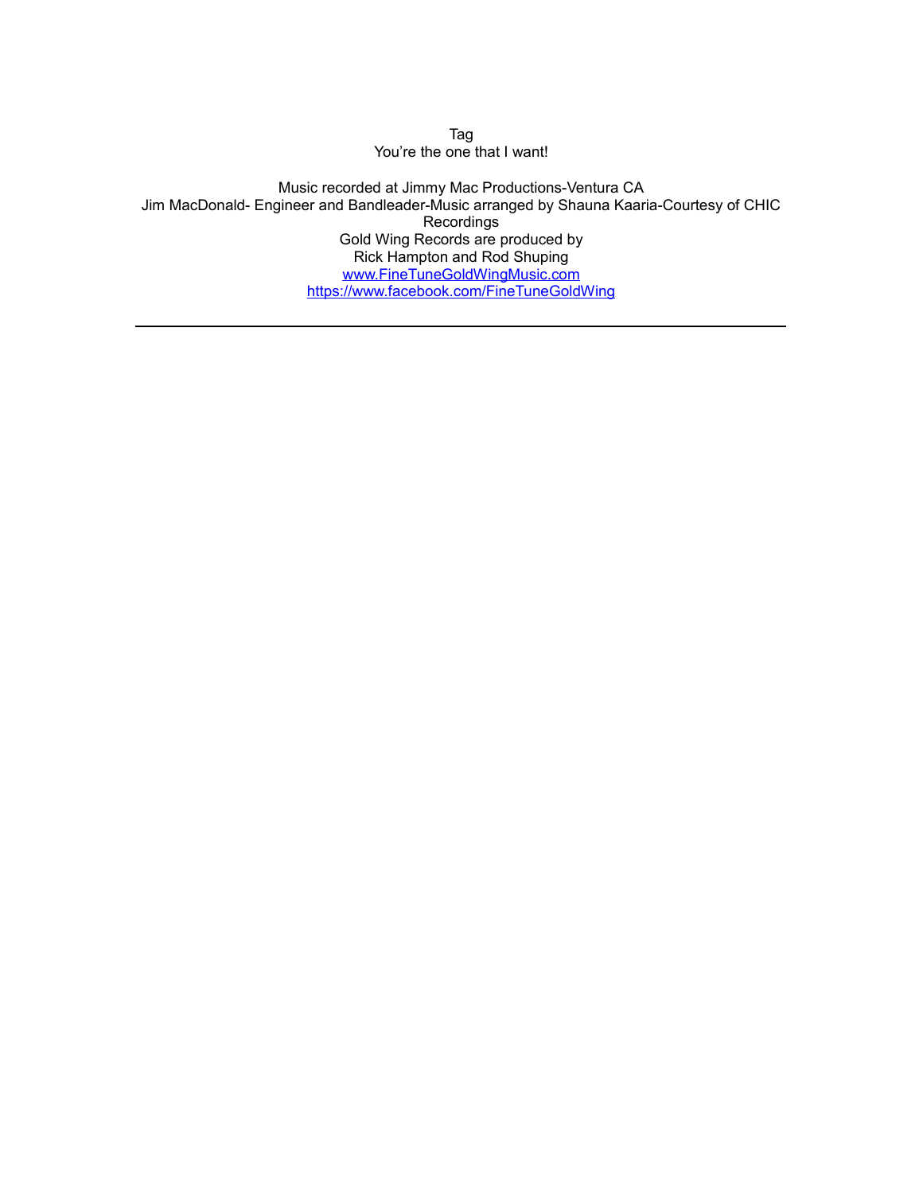Tag

You're the one that I want!

Music recorded at Jimmy Mac Productions-Ventura CA

Jim MacDonald- Engineer and Bandleader-Music arranged by Shauna Kaaria-Courtesy of CHIC Recordings

Gold Wing Records are produced by

Rick Hampton and Rod Shuping

[www.FineTuneGoldWingMusic.com](http://www.FineTuneGoldWingMusic.com)

[https://www.facebook.com/FineTuneGoldWing](https://www.facebook.com/FineTuneGoldWing)

---